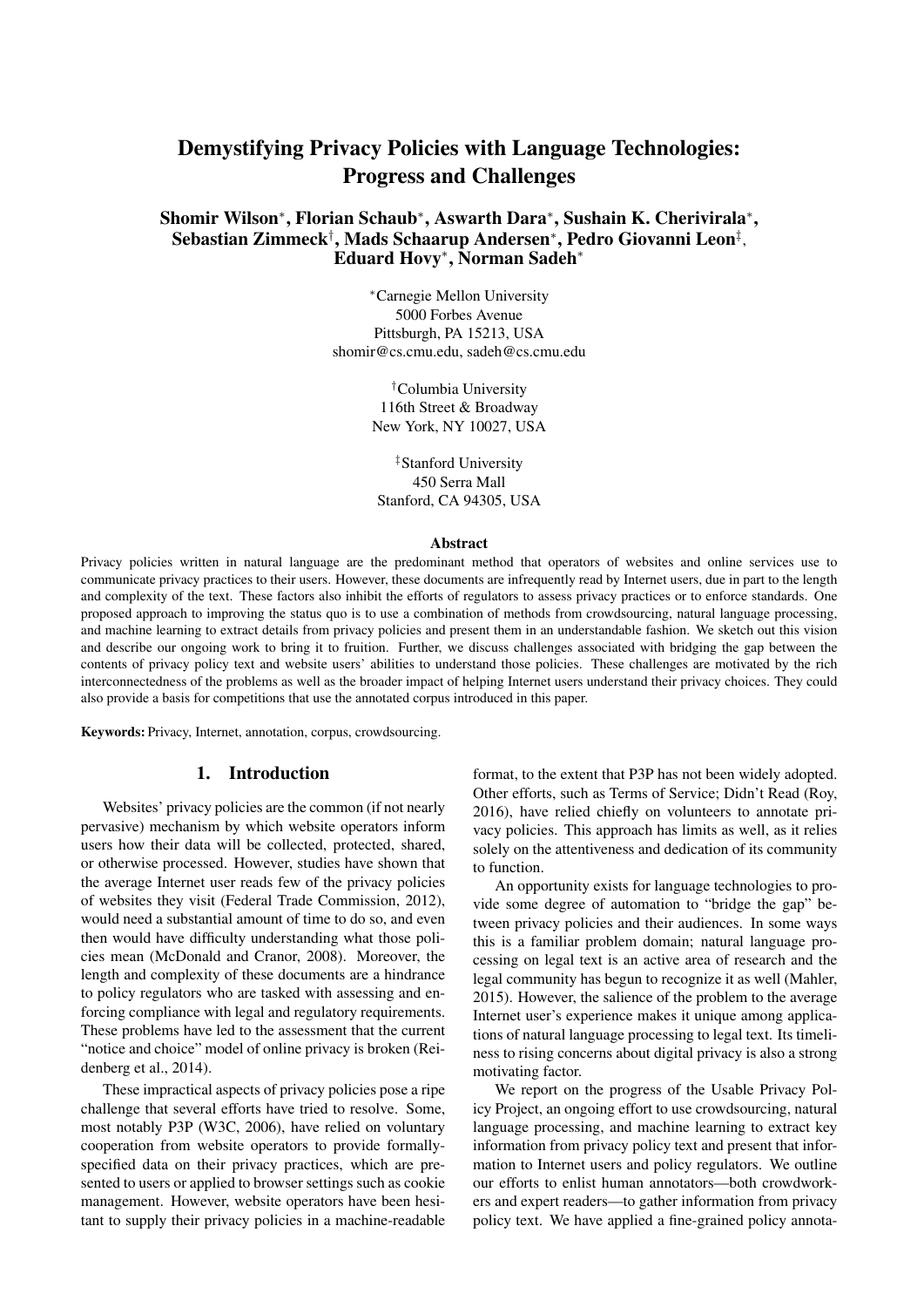# Demystifying Privacy Policies with Language Technologies: Progress and Challenges

**Shomir Wilson[*], Florian Schaub[*], Aswarth Dara[*], Sushain K. Cherivirala[*], Sebastian Zimmeck[†], Mads Schaarup Andersen[*], Pedro Giovanni Leon[‡], Eduard Hovy[*], Norman Sadeh[*]**

[*]Carnegie Mellon University
5000 Forbes Avenue
Pittsburgh, PA 15213, USA
shomir@cs.cmu.edu, sadeh@cs.cmu.edu

[†]Columbia University
116th Street & Broadway
New York, NY 10027, USA

[‡]Stanford University
450 Serra Mall
Stanford, CA 94305, USA

## Abstract

Privacy policies written in natural language are the predominant method that operators of websites and online services use to communicate privacy practices to their users. However, these documents are infrequently read by Internet users, due in part to the length and complexity of the text. These factors also inhibit the efforts of regulators to assess privacy practices or to enforce standards. One proposed approach to improving the status quo is to use a combination of methods from crowdsourcing, natural language processing, and machine learning to extract details from privacy policies and present them in an understandable fashion. We sketch out this vision and describe our ongoing work to bring it to fruition. Further, we discuss challenges associated with bridging the gap between the contents of privacy policy text and website users' abilities to understand those policies. These challenges are motivated by the rich interconnectedness of the problems as well as the broader impact of helping Internet users understand their privacy choices. They could also provide a basis for competitions that use the annotated corpus introduced in this paper.

**Keywords:** Privacy, Internet, annotation, corpus, crowdsourcing.

## 1. Introduction

Websites' privacy policies are the common (if not nearly pervasive) mechanism by which website operators inform users how their data will be collected, protected, shared, or otherwise processed. However, studies have shown that the average Internet user reads few of the privacy policies of websites they visit (Federal Trade Commission, 2012), would need a substantial amount of time to do so, and even then would have difficulty understanding what those policies mean (McDonald and Cranor, 2008). Moreover, the length and complexity of these documents are a hindrance to policy regulators who are tasked with assessing and enforcing compliance with legal and regulatory requirements. These problems have led to the assessment that the current "notice and choice" model of online privacy is broken (Reidenberg et al., 2014).

These impractical aspects of privacy policies pose a ripe challenge that several efforts have tried to resolve. Some, most notably P3P (W3C, 2006), have relied on voluntary cooperation from website operators to provide formally-specified data on their privacy practices, which are presented to users or applied to browser settings such as cookie management. However, website operators have been hesitant to supply their privacy policies in a machine-readable format, to the extent that P3P has not been widely adopted. Other efforts, such as Terms of Service; Didn't Read (Roy, 2016), have relied chiefly on volunteers to annotate privacy policies. This approach has limits as well, as it relies solely on the attentiveness and dedication of its community to function.

An opportunity exists for language technologies to provide some degree of automation to "bridge the gap" between privacy policies and their audiences. In some ways this is a familiar problem domain; natural language processing on legal text is an active area of research and the legal community has begun to recognize it as well (Mahler, 2015). However, the salience of the problem to the average Internet user's experience makes it unique among applications of natural language processing to legal text. Its timeliness to rising concerns about digital privacy is also a strong motivating factor.

We report on the progress of the Usable Privacy Policy Project, an ongoing effort to use crowdsourcing, natural language processing, and machine learning to extract key information from privacy policy text and present that information to Internet users and policy regulators. We outline our efforts to enlist human annotators—both crowdworkers and expert readers—to gather information from privacy policy text. We have applied a fine-grained policy annota-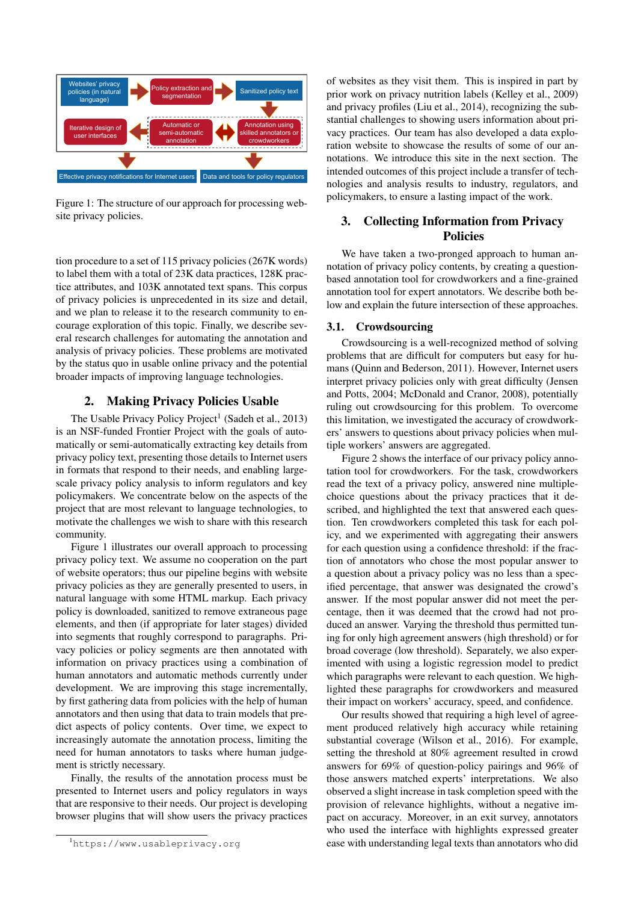Websites' privacy policies (in natural language) → Policy extraction and segmentation → Sanitized policy text → Annotation using skilled annotators or crowdworkers ↔ Automatic or semi-automatic annotation → Iterative design of user interfaces

Effective privacy notifications for Internet users | Data and tools for policy regulators

Figure 1: The structure of our approach for processing website privacy policies.

tion procedure to a set of 115 privacy policies (267K words) to label them with a total of 23K data practices, 128K practice attributes, and 103K annotated text spans. This corpus of privacy policies is unprecedented in its size and detail, and we plan to release it to the research community to encourage exploration of this topic. Finally, we describe several research challenges for automating the annotation and analysis of privacy policies. These problems are motivated by the status quo in usable online privacy and the potential broader impacts of improving language technologies.

## 2. Making Privacy Policies Usable

The Usable Privacy Policy Project[1] (Sadeh et al., 2013) is an NSF-funded Frontier Project with the goals of automatically or semi-automatically extracting key details from privacy policy text, presenting those details to Internet users in formats that respond to their needs, and enabling large-scale privacy policy analysis to inform regulators and key policymakers. We concentrate below on the aspects of the project that are most relevant to language technologies, to motivate the challenges we wish to share with this research community.

Figure 1 illustrates our overall approach to processing privacy policy text. We assume no cooperation on the part of website operators; thus our pipeline begins with website privacy policies as they are generally presented to users, in natural language with some HTML markup. Each privacy policy is downloaded, sanitized to remove extraneous page elements, and then (if appropriate for later stages) divided into segments that roughly correspond to paragraphs. Privacy policies or policy segments are then annotated with information on privacy practices using a combination of human annotators and automatic methods currently under development. We are improving this stage incrementally, by first gathering data from policies with the help of human annotators and then using that data to train models that predict aspects of policy contents. Over time, we expect to increasingly automate the annotation process, limiting the need for human annotators to tasks where human judgement is strictly necessary.

Finally, the results of the annotation process must be presented to Internet users and policy regulators in ways that are responsive to their needs. Our project is developing browser plugins that will show users the privacy practices of websites as they visit them. This is inspired in part by prior work on privacy nutrition labels (Kelley et al., 2009) and privacy profiles (Liu et al., 2014), recognizing the substantial challenges to showing users information about privacy practices. Our team has also developed a data exploration website to showcase the results of some of our annotations. We introduce this site in the next section. The intended outcomes of this project include a transfer of technologies and analysis results to industry, regulators, and policymakers, to ensure a lasting impact of the work.

## 3. Collecting Information from Privacy Policies

We have taken a two-pronged approach to human annotation of privacy policy contents, by creating a question-based annotation tool for crowdworkers and a fine-grained annotation tool for expert annotators. We describe both below and explain the future intersection of these approaches.

### 3.1. Crowdsourcing

Crowdsourcing is a well-recognized method of solving problems that are difficult for computers but easy for humans (Quinn and Bederson, 2011). However, Internet users interpret privacy policies only with great difficulty (Jensen and Potts, 2004; McDonald and Cranor, 2008), potentially ruling out crowdsourcing for this problem. To overcome this limitation, we investigated the accuracy of crowdworkers' answers to questions about privacy policies when multiple workers' answers are aggregated.

Figure 2 shows the interface of our privacy policy annotation tool for crowdworkers. For the task, crowdworkers read the text of a privacy policy, answered nine multiple-choice questions about the privacy practices that it described, and highlighted the text that answered each question. Ten crowdworkers completed this task for each policy, and we experimented with aggregating their answers for each question using a confidence threshold: if the fraction of annotators who chose the most popular answer to a question about a privacy policy was no less than a specified percentage, that answer was designated the crowd's answer. If the most popular answer did not meet the percentage, then it was deemed that the crowd had not produced an answer. Varying the threshold thus permitted tuning for only high agreement answers (high threshold) or for broad coverage (low threshold). Separately, we also experimented with using a logistic regression model to predict which paragraphs were relevant to each question. We highlighted these paragraphs for crowdworkers and measured their impact on workers' accuracy, speed, and confidence.

Our results showed that requiring a high level of agreement produced relatively high accuracy while retaining substantial coverage (Wilson et al., 2016). For example, setting the threshold at 80% agreement resulted in crowd answers for 69% of question-policy pairings and 96% of those answers matched experts' interpretations. We also observed a slight increase in task completion speed with the provision of relevance highlights, without a negative impact on accuracy. Moreover, in an exit survey, annotators who used the interface with highlights expressed greater ease with understanding legal texts than annotators who did

[1] https://www.usableprivacy.org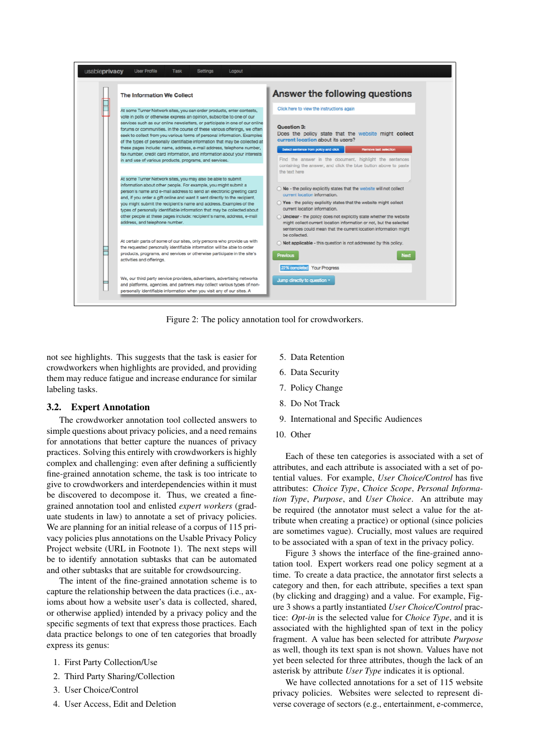Figure 2: The policy annotation tool for crowdworkers.

not see highlights. This suggests that the task is easier for crowdworkers when highlights are provided, and providing them may reduce fatigue and increase endurance for similar labeling tasks.

## 3.2. Expert Annotation

The crowdworker annotation tool collected answers to simple questions about privacy policies, and a need remains for annotations that better capture the nuances of privacy practices. Solving this entirely with crowdworkers is highly complex and challenging: even after defining a sufficiently fine-grained annotation scheme, the task is too intricate to give to crowdworkers and interdependencies within it must be discovered to decompose it. Thus, we created a fine-grained annotation tool and enlisted *expert workers* (graduate students in law) to annotate a set of privacy policies. We are planning for an initial release of a corpus of 115 privacy policies plus annotations on the Usable Privacy Policy Project website (URL in Footnote 1). The next steps will be to identify annotation subtasks that can be automated and other subtasks that are suitable for crowdsourcing.

The intent of the fine-grained annotation scheme is to capture the relationship between the data practices (i.e., axioms about how a website user's data is collected, shared, or otherwise applied) intended by a privacy policy and the specific segments of text that express those practices. Each data practice belongs to one of ten categories that broadly express its genus:

1. First Party Collection/Use
2. Third Party Sharing/Collection
3. User Choice/Control
4. User Access, Edit and Deletion
5. Data Retention
6. Data Security
7. Policy Change
8. Do Not Track
9. International and Specific Audiences
10. Other

Each of these ten categories is associated with a set of attributes, and each attribute is associated with a set of potential values. For example, *User Choice/Control* has five attributes: *Choice Type*, *Choice Scope*, *Personal Information Type*, *Purpose*, and *User Choice*. An attribute may be required (the annotator must select a value for the attribute when creating a practice) or optional (since policies are sometimes vague). Crucially, most values are required to be associated with a span of text in the privacy policy.

Figure 3 shows the interface of the fine-grained annotation tool. Expert workers read one policy segment at a time. To create a data practice, the annotator first selects a category and then, for each attribute, specifies a text span (by clicking and dragging) and a value. For example, Figure 3 shows a partly instantiated *User Choice/Control* practice: *Opt-in* is the selected value for *Choice Type*, and it is associated with the highlighted span of text in the policy fragment. A value has been selected for attribute *Purpose* as well, though its text span is not shown. Values have not yet been selected for three attributes, though the lack of an asterisk by attribute *User Type* indicates it is optional.

We have collected annotations for a set of 115 website privacy policies. Websites were selected to represent diverse coverage of sectors (e.g., entertainment, e-commerce,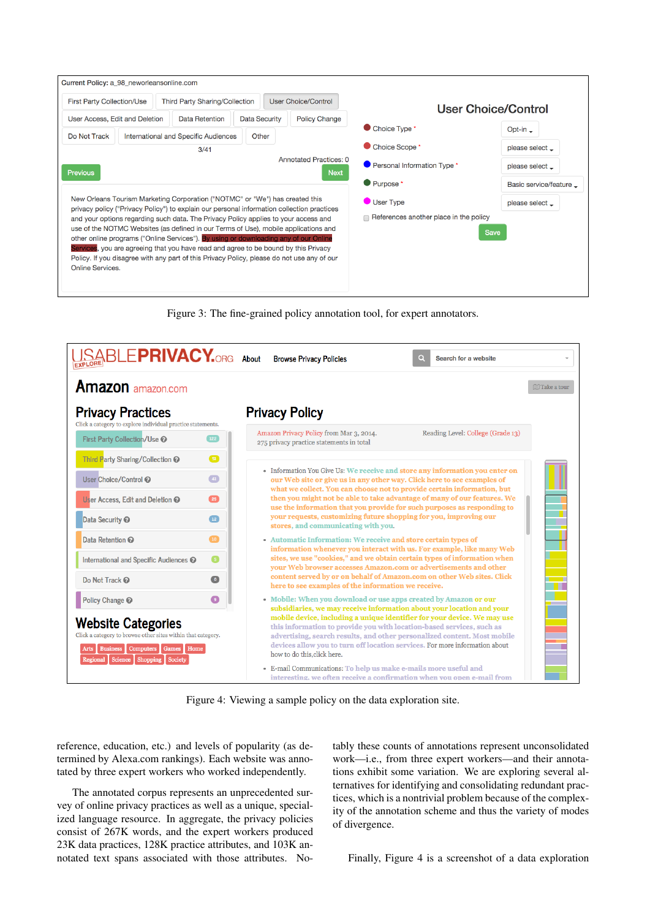Figure 3: The fine-grained policy annotation tool, for expert annotators.

Figure 4: Viewing a sample policy on the data exploration site.

reference, education, etc.) and levels of popularity (as determined by Alexa.com rankings). Each website was annotated by three expert workers who worked independently.

The annotated corpus represents an unprecedented survey of online privacy practices as well as a unique, specialized language resource. In aggregate, the privacy policies consist of 267K words, and the expert workers produced 23K data practices, 128K practice attributes, and 103K annotated text spans associated with those attributes. Notably these counts of annotations represent unconsolidated work—i.e., from three expert workers—and their annotations exhibit some variation. We are exploring several alternatives for identifying and consolidating redundant practices, which is a nontrivial problem because of the complexity of the annotation scheme and thus the variety of modes of divergence.

Finally, Figure 4 is a screenshot of a data exploration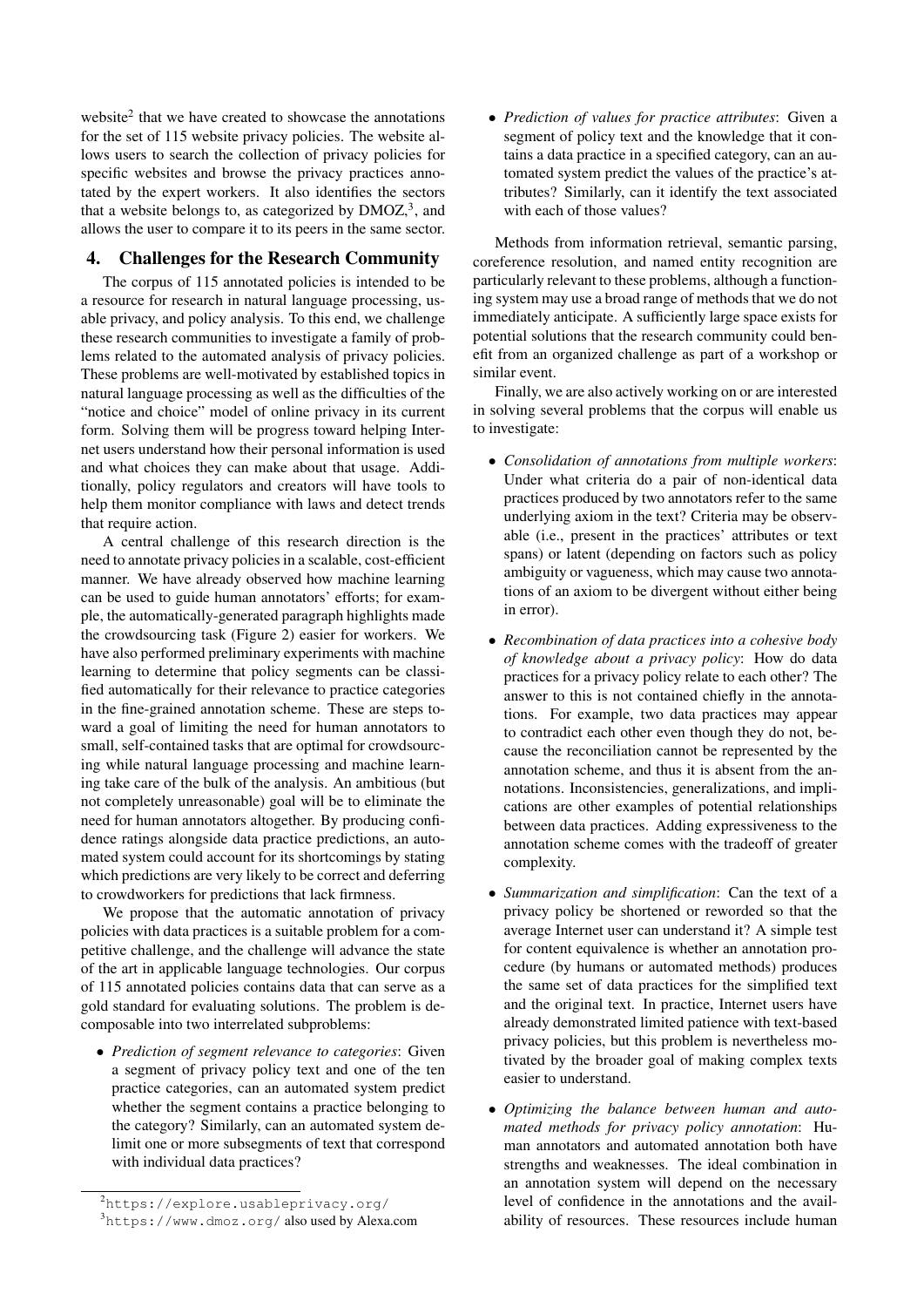website[2] that we have created to showcase the annotations for the set of 115 website privacy policies. The website allows users to search the collection of privacy policies for specific websites and browse the privacy practices annotated by the expert workers. It also identifies the sectors that a website belongs to, as categorized by DMOZ,[3], and allows the user to compare it to its peers in the same sector.

## 4. Challenges for the Research Community

The corpus of 115 annotated policies is intended to be a resource for research in natural language processing, usable privacy, and policy analysis. To this end, we challenge these research communities to investigate a family of problems related to the automated analysis of privacy policies. These problems are well-motivated by established topics in natural language processing as well as the difficulties of the "notice and choice" model of online privacy in its current form. Solving them will be progress toward helping Internet users understand how their personal information is used and what choices they can make about that usage. Additionally, policy regulators and creators will have tools to help them monitor compliance with laws and detect trends that require action.

A central challenge of this research direction is the need to annotate privacy policies in a scalable, cost-efficient manner. We have already observed how machine learning can be used to guide human annotators' efforts; for example, the automatically-generated paragraph highlights made the crowdsourcing task (Figure 2) easier for workers. We have also performed preliminary experiments with machine learning to determine that policy segments can be classified automatically for their relevance to practice categories in the fine-grained annotation scheme. These are steps toward a goal of limiting the need for human annotators to small, self-contained tasks that are optimal for crowdsourcing while natural language processing and machine learning take care of the bulk of the analysis. An ambitious (but not completely unreasonable) goal will be to eliminate the need for human annotators altogether. By producing confidence ratings alongside data practice predictions, an automated system could account for its shortcomings by stating which predictions are very likely to be correct and deferring to crowdworkers for predictions that lack firmness.

We propose that the automatic annotation of privacy policies with data practices is a suitable problem for a competitive challenge, and the challenge will advance the state of the art in applicable language technologies. Our corpus of 115 annotated policies contains data that can serve as a gold standard for evaluating solutions. The problem is decomposable into two interrelated subproblems:

- *Prediction of segment relevance to categories*: Given a segment of privacy policy text and one of the ten practice categories, can an automated system predict whether the segment contains a practice belonging to the category? Similarly, can an automated system delimit one or more subsegments of text that correspond with individual data practices?
- *Prediction of values for practice attributes*: Given a segment of policy text and the knowledge that it contains a data practice in a specified category, can an automated system predict the values of the practice's attributes? Similarly, can it identify the text associated with each of those values?

Methods from information retrieval, semantic parsing, coreference resolution, and named entity recognition are particularly relevant to these problems, although a functioning system may use a broad range of methods that we do not immediately anticipate. A sufficiently large space exists for potential solutions that the research community could benefit from an organized challenge as part of a workshop or similar event.

Finally, we are also actively working on or are interested in solving several problems that the corpus will enable us to investigate:

- *Consolidation of annotations from multiple workers*: Under what criteria do a pair of non-identical data practices produced by two annotators refer to the same underlying axiom in the text? Criteria may be observable (i.e., present in the practices' attributes or text spans) or latent (depending on factors such as policy ambiguity or vagueness, which may cause two annotations of an axiom to be divergent without either being in error).
- *Recombination of data practices into a cohesive body of knowledge about a privacy policy*: How do data practices for a privacy policy relate to each other? The answer to this is not contained chiefly in the annotations. For example, two data practices may appear to contradict each other even though they do not, because the reconciliation cannot be represented by the annotation scheme, and thus it is absent from the annotations. Inconsistencies, generalizations, and implications are other examples of potential relationships between data practices. Adding expressiveness to the annotation scheme comes with the tradeoff of greater complexity.
- *Summarization and simplification*: Can the text of a privacy policy be shortened or reworded so that the average Internet user can understand it? A simple test for content equivalence is whether an annotation procedure (by humans or automated methods) produces the same set of data practices for the simplified text and the original text. In practice, Internet users have already demonstrated limited patience with text-based privacy policies, but this problem is nevertheless motivated by the broader goal of making complex texts easier to understand.
- *Optimizing the balance between human and automated methods for privacy policy annotation*: Human annotators and automated annotation both have strengths and weaknesses. The ideal combination in an annotation system will depend on the necessary level of confidence in the annotations and the availability of resources. These resources include human

[2] https://explore.usableprivacy.org/

[3] https://www.dmoz.org/ also used by Alexa.com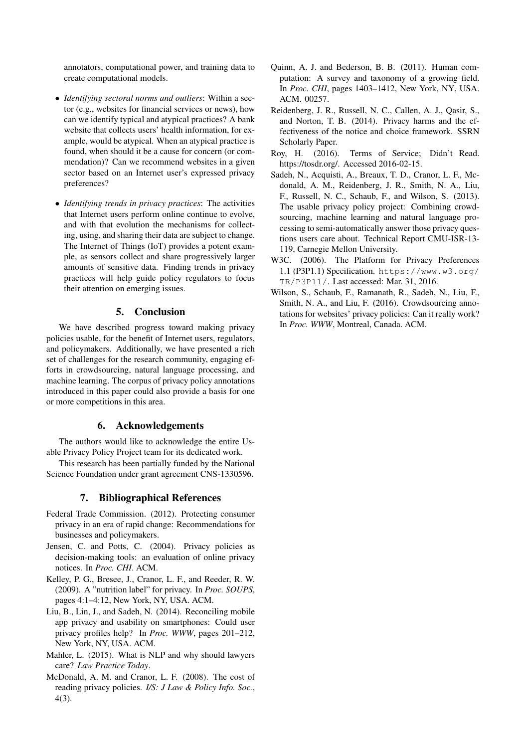annotators, computational power, and training data to create computational models.

- *Identifying sectoral norms and outliers*: Within a sector (e.g., websites for financial services or news), how can we identify typical and atypical practices? A bank website that collects users' health information, for example, would be atypical. When an atypical practice is found, when should it be a cause for concern (or commendation)? Can we recommend websites in a given sector based on an Internet user's expressed privacy preferences?

- *Identifying trends in privacy practices*: The activities that Internet users perform online continue to evolve, and with that evolution the mechanisms for collecting, using, and sharing their data are subject to change. The Internet of Things (IoT) provides a potent example, as sensors collect and share progressively larger amounts of sensitive data. Finding trends in privacy practices will help guide policy regulators to focus their attention on emerging issues.

## 5. Conclusion

We have described progress toward making privacy policies usable, for the benefit of Internet users, regulators, and policymakers. Additionally, we have presented a rich set of challenges for the research community, engaging efforts in crowdsourcing, natural language processing, and machine learning. The corpus of privacy policy annotations introduced in this paper could also provide a basis for one or more competitions in this area.

## 6. Acknowledgements

The authors would like to acknowledge the entire Usable Privacy Policy Project team for its dedicated work.

This research has been partially funded by the National Science Foundation under grant agreement CNS-1330596.

## 7. Bibliographical References

Federal Trade Commission. (2012). Protecting consumer privacy in an era of rapid change: Recommendations for businesses and policymakers.

Jensen, C. and Potts, C. (2004). Privacy policies as decision-making tools: an evaluation of online privacy notices. In *Proc. CHI*. ACM.

Kelley, P. G., Bresee, J., Cranor, L. F., and Reeder, R. W. (2009). A "nutrition label" for privacy. In *Proc. SOUPS*, pages 4:1–4:12, New York, NY, USA. ACM.

Liu, B., Lin, J., and Sadeh, N. (2014). Reconciling mobile app privacy and usability on smartphones: Could user privacy profiles help? In *Proc. WWW*, pages 201–212, New York, NY, USA. ACM.

Mahler, L. (2015). What is NLP and why should lawyers care? *Law Practice Today*.

McDonald, A. M. and Cranor, L. F. (2008). The cost of reading privacy policies. *I/S: J Law & Policy Info. Soc.*, 4(3).

Quinn, A. J. and Bederson, B. B. (2011). Human computation: A survey and taxonomy of a growing field. In *Proc. CHI*, pages 1403–1412, New York, NY, USA. ACM. 00257.

Reidenberg, J. R., Russell, N. C., Callen, A. J., Qasir, S., and Norton, T. B. (2014). Privacy harms and the effectiveness of the notice and choice framework. SSRN Scholarly Paper.

Roy, H. (2016). Terms of Service; Didn't Read. https://tosdr.org/. Accessed 2016-02-15.

Sadeh, N., Acquisti, A., Breaux, T. D., Cranor, L. F., Mcdonald, A. M., Reidenberg, J. R., Smith, N. A., Liu, F., Russell, N. C., Schaub, F., and Wilson, S. (2013). The usable privacy policy project: Combining crowdsourcing, machine learning and natural language processing to semi-automatically answer those privacy questions users care about. Technical Report CMU-ISR-13-119, Carnegie Mellon University.

W3C. (2006). The Platform for Privacy Preferences 1.1 (P3P1.1) Specification. `https://www.w3.org/TR/P3P11/`. Last accessed: Mar. 31, 2016.

Wilson, S., Schaub, F., Ramanath, R., Sadeh, N., Liu, F., Smith, N. A., and Liu, F. (2016). Crowdsourcing annotations for websites' privacy policies: Can it really work? In *Proc. WWW*, Montreal, Canada. ACM.